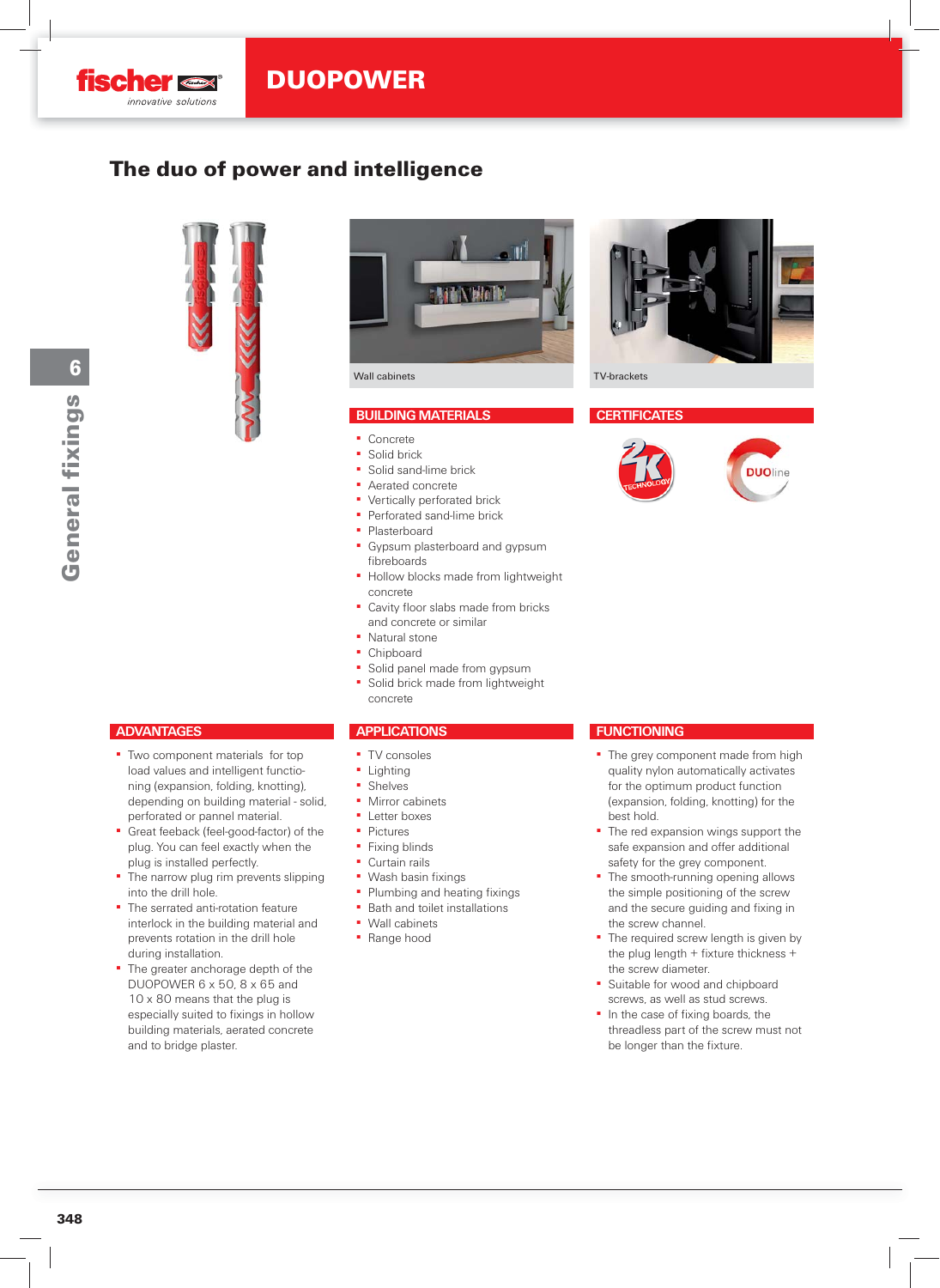# DUOPOWER

## The duo of power and intelligence

Wall cabinets

TV-brackets

### BUILDING MATERIALS

- Concrete
- Solid brick
- Solid sand-lime brick
- Aerated concrete
- Vertically perforated brick
- Perforated sand-lime brick
- Plasterboard
- Gypsum plasterboard and gypsum fibreboards
- Hollow blocks made from lightweight concrete
- Cavity floor slabs made from bricks and concrete or similar
- Natural stone
- Chipboard
- Solid panel made from gypsum
- Solid brick made from lightweight concrete

### CERTIFICATES

### ADVANTAGES

- Two component materials for top load values and intelligent functio-ning (expansion, folding, knotting), depending on building material - solid, perforated or pannel material.
- Great feeback (feel-good-factor) of the plug. You can feel exactly when the plug is installed perfectly.
- The narrow plug rim prevents slipping into the drill hole.
- The serrated anti-rotation feature interlock in the building material and prevents rotation in the drill hole during installation.
- The greater anchorage depth of the DUOPOWER 6 x 50, 8 x 65 and 10 x 80 means that the plug is especially suited to fixings in hollow building materials, aerated concrete and to bridge plaster.

### APPLICATIONS

- TV consoles
- Lighting
- Shelves
- Mirror cabinets
- Letter boxes
- Pictures
- Fixing blinds
- Curtain rails
- Wash basin fixings
- Plumbing and heating fixings
- Bath and toilet installations
- Wall cabinets
- Range hood

### FUNCTIONING

- The grey component made from high quality nylon automatically activates for the optimum product function (expansion, folding, knotting) for the best hold.
- The red expansion wings support the safe expansion and offer additional safety for the grey component.
- The smooth-running opening allows the simple positioning of the screw and the secure guiding and fixing in the screw channel.
- The required screw length is given by the plug length + fixture thickness + the screw diameter.
- Suitable for wood and chipboard screws, as well as stud screws.
- In the case of fixing boards, the threadless part of the screw must not be longer than the fixture.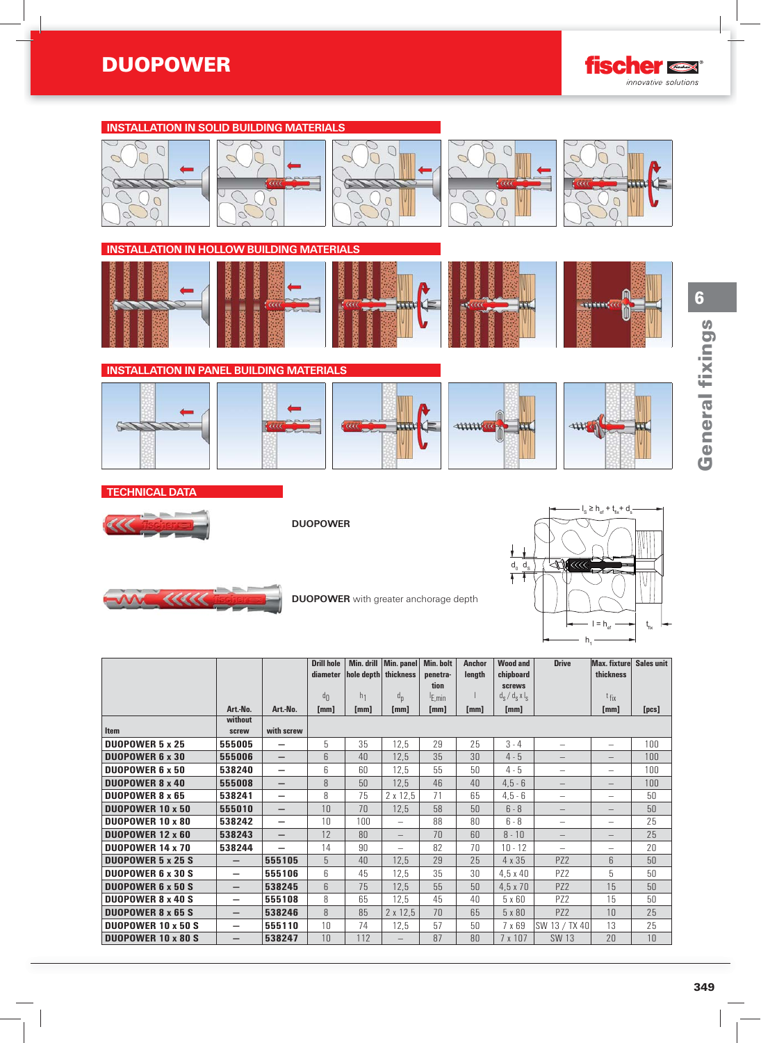# DUOPOWER

## INSTALLATION IN SOLID BUILDING MATERIALS

## INSTALLATION IN HOLLOW BUILDING MATERIALS

## INSTALLATION IN PANEL BUILDING MATERIALS

## TECHNICAL DATA

**DUOPOWER**

**DUOPOWER** with greater anchorage depth

$l_s \geq h_{ef} + t_{fix} + d_s$

$d_0$ $d_s$

$l = h_{ef}$

$t_{fix}$

$h_1$

| Item | Art.-No. without screw | Art.-No. with screw | Drill hole diameter $d_0$ [mm] | Min. drill hole depth $h_1$ [mm] | Min. panel thickness $d_p$ [mm] | Min. bolt penetration $l_{E,min}$ [mm] | Anchor length $l$ [mm] | Wood and chipboard screws $d_s$ / $d_s$ x $l_s$ [mm] | Drive | Max. fixture thickness $t_{fix}$ [mm] | Sales unit [pcs] |
|---|---|---|---|---|---|---|---|---|---|---|---|
| **DUOPOWER 5 x 25** | **555005** | – | 5 | 35 | 12,5 | 29 | 25 | 3 - 4 | – | – | 100 |
| **DUOPOWER 6 x 30** | **555006** | – | 6 | 40 | 12,5 | 35 | 30 | 4 - 5 | – | – | 100 |
| **DUOPOWER 6 x 50** | **538240** | – | 6 | 60 | 12,5 | 55 | 50 | 4 - 5 | – | – | 100 |
| **DUOPOWER 8 x 40** | **555008** | – | 8 | 50 | 12,5 | 46 | 40 | 4,5 - 6 | – | – | 100 |
| **DUOPOWER 8 x 65** | **538241** | – | 8 | 75 | 2 x 12,5 | 71 | 65 | 4,5 - 6 | – | – | 50 |
| **DUOPOWER 10 x 50** | **555010** | – | 10 | 70 | 12,5 | 58 | 50 | 6 - 8 | – | – | 50 |
| **DUOPOWER 10 x 80** | **538242** | – | 10 | 100 | – | 88 | 80 | 6 - 8 | – | – | 25 |
| **DUOPOWER 12 x 60** | **538243** | – | 12 | 80 | – | 70 | 60 | 8 - 10 | – | – | 25 |
| **DUOPOWER 14 x 70** | **538244** | – | 14 | 90 | – | 82 | 70 | 10 - 12 | – | – | 20 |
| **DUOPOWER 5 x 25 S** | – | **555105** | 5 | 40 | 12,5 | 29 | 25 | 4 x 35 | PZ2 | 6 | 50 |
| **DUOPOWER 6 x 30 S** | – | **555106** | 6 | 45 | 12,5 | 35 | 30 | 4,5 x 40 | PZ2 | 5 | 50 |
| **DUOPOWER 6 x 50 S** | – | **538245** | 6 | 75 | 12,5 | 55 | 50 | 4,5 x 70 | PZ2 | 15 | 50 |
| **DUOPOWER 8 x 40 S** | – | **555108** | 8 | 65 | 12,5 | 45 | 40 | 5 x 60 | PZ2 | 15 | 50 |
| **DUOPOWER 8 x 65 S** | – | **538246** | 8 | 85 | 2 x 12,5 | 70 | 65 | 5 x 80 | PZ2 | 10 | 25 |
| **DUOPOWER 10 x 50 S** | – | **555110** | 10 | 74 | 12,5 | 57 | 50 | 7 x 69 | SW 13 / TX 40 | 13 | 25 |
| **DUOPOWER 10 x 80 S** | – | **538247** | 10 | 112 | – | 87 | 80 | 7 x 107 | SW 13 | 20 | 10 |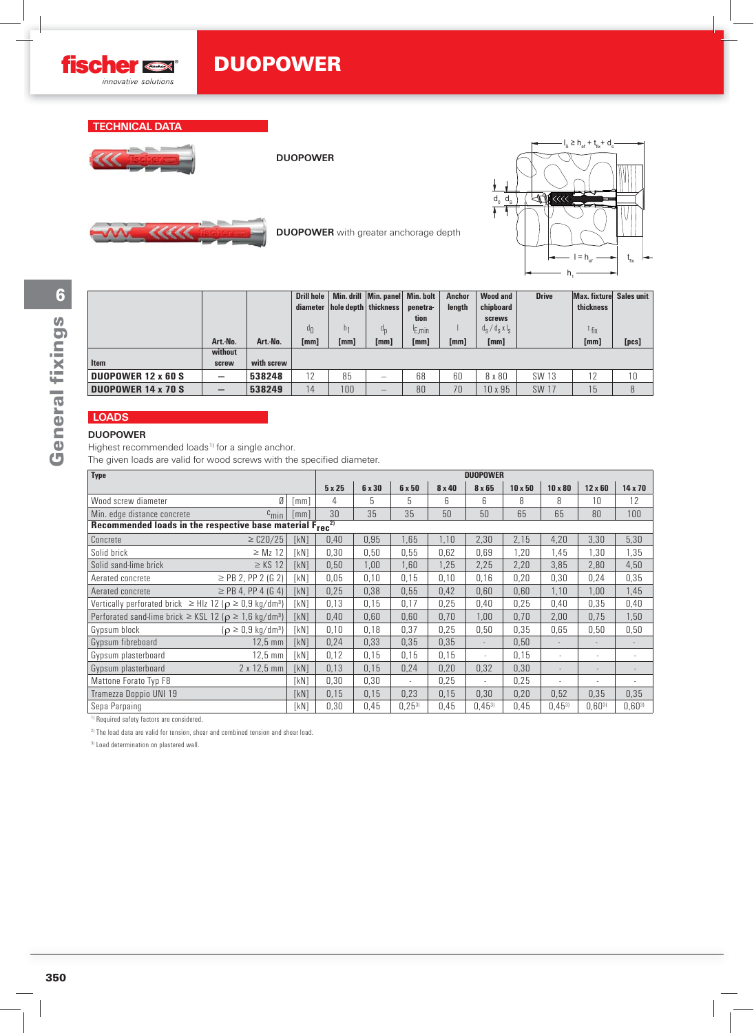# DUOPOWER

## TECHNICAL DATA

**DUOPOWER**

**DUOPOWER** with greater anchorage depth

$l_s \geq h_{ef} + t_{fix} + d_s$

$d_0$ $d_s$

$l = h_{ef}$

$t_{fix}$

$h_1$

| Item | Art.-No. without screw | Art.-No. with screw | Drill hole diameter $d_0$ [mm] | Min. drill hole depth $h_1$ [mm] | Min. panel thickness $d_p$ [mm] | Min. bolt penetration $l_{E,min}$ [mm] | Anchor length $l$ [mm] | Wood and chipboard screws $d_s$ / $d_s$ x $l_s$ [mm] | Drive | Max. fixture thickness $t_{fix}$ [mm] | Sales unit [pcs] |
|---|---|---|---|---|---|---|---|---|---|---|---|
| **DUOPOWER 12 x 60 S** | – | **538248** | 12 | 85 | – | 68 | 60 | 8 x 80 | SW 13 | 12 | 10 |
| **DUOPOWER 14 x 70 S** | – | **538249** | 14 | 100 | – | 80 | 70 | 10 x 95 | SW 17 | 15 | 8 |

## LOADS

**DUOPOWER**

Highest recommended loads[1] for a single anchor.

The given loads are valid for wood screws with the specified diameter.

| Type | | | DUOPOWER 5 x 25 | 6 x 30 | 6 x 50 | 8 x 40 | 8 x 65 | 10 x 50 | 10 x 80 | 12 x 60 | 14 x 70 |
|---|---|---|---|---|---|---|---|---|---|---|---|
| Wood screw diameter | Ø | [mm] | 4 | 5 | 5 | 6 | 6 | 8 | 8 | 10 | 12 |
| Min. edge distance concrete | $c_{min}$ | [mm] | 30 | 35 | 35 | 50 | 50 | 65 | 65 | 80 | 100 |
| **Recommended loads in the respective base material $F_{rec}$[2]** | | | | | | | | | | | |
| Concrete | ≥ C20/25 | [kN] | 0,40 | 0,95 | 1,65 | 1,10 | 2,30 | 2,15 | 4,20 | 3,30 | 5,30 |
| Solid brick | ≥ Mz 12 | [kN] | 0,30 | 0,50 | 0,55 | 0,62 | 0,69 | 1,20 | 1,45 | 1,30 | 1,35 |
| Solid sand-lime brick | ≥ KS 12 | [kN] | 0,50 | 1,00 | 1,60 | 1,25 | 2,25 | 2,20 | 3,85 | 2,80 | 4,50 |
| Aerated concrete | ≥ PB 2, PP 2 (G 2) | [kN] | 0,05 | 0,10 | 0,15 | 0,10 | 0,16 | 0,20 | 0,30 | 0,24 | 0,35 |
| Aerated concrete | ≥ PB 4, PP 4 (G 4) | [kN] | 0,25 | 0,38 | 0,55 | 0,42 | 0,60 | 0,60 | 1,10 | 1,00 | 1,45 |
| Vertically perforated brick | ≥ Hlz 12 ($\rho \geq$ 0,9 kg/dm³) | [kN] | 0,13 | 0,15 | 0,17 | 0,25 | 0,40 | 0,25 | 0,40 | 0,35 | 0,40 |
| Perforated sand-lime brick | ≥ KSL 12 ($\rho \geq$ 1,6 kg/dm³) | [kN] | 0,40 | 0,60 | 0,60 | 0,70 | 1,00 | 0,70 | 2,00 | 0,75 | 1,50 |
| Gypsum block | ($\rho \geq$ 0,9 kg/dm³) | [kN] | 0,10 | 0,18 | 0,37 | 0,25 | 0,50 | 0,35 | 0,65 | 0,50 | 0,50 |
| Gypsum fibreboard | 12,5 mm | [kN] | 0,24 | 0,33 | 0,35 | 0,35 | - | 0,50 | - | - | - |
| Gypsum plasterboard | 12,5 mm | [kN] | 0,12 | 0,15 | 0,15 | 0,15 | - | 0,15 | - | - | - |
| Gypsum plasterboard | 2 x 12,5 mm | [kN] | 0,13 | 0,15 | 0,24 | 0,20 | 0,32 | 0,30 | - | - | - |
| Mattone Forato Typ F8 | | [kN] | 0,30 | 0,30 | - | 0,25 | - | 0,25 | - | - | - |
| Tramezza Doppio UNI 19 | | [kN] | 0,15 | 0,15 | 0,23 | 0,15 | 0,30 | 0,20 | 0,52 | 0,35 | 0,35 |
| Sepa Parpaing | | [kN] | 0,30 | 0,45 | 0,25[3] | 0,45 | 0,45[3] | 0,45 | 0,45[3] | 0,60[3] | 0,60[3] |

[1] Required safety factors are considered.

[2] The load data are valid for tension, shear and combined tension and shear load.

[3] Load determination on plastered wall.